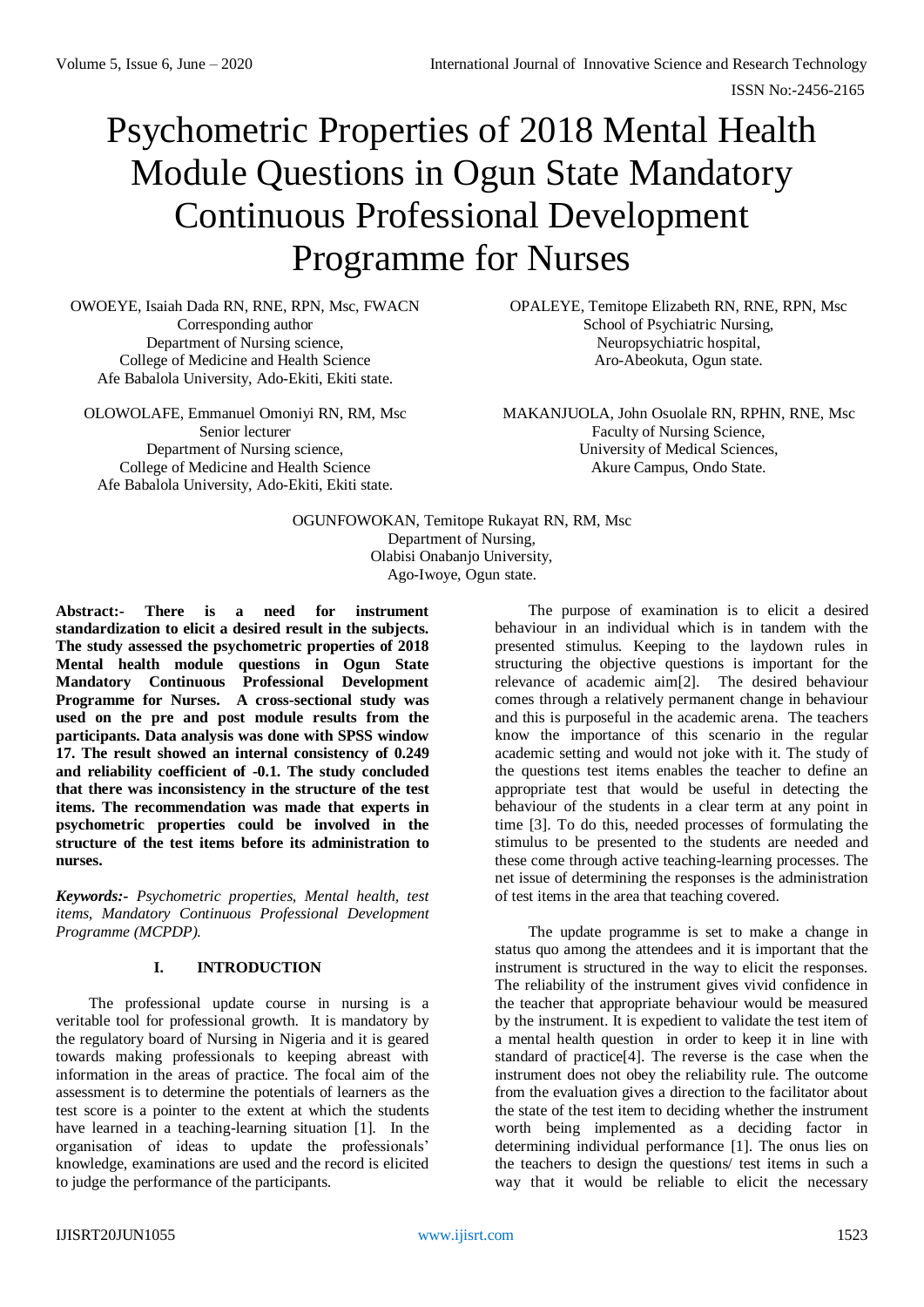# Psychometric Properties of 2018 Mental Health Module Questions in Ogun State Mandatory Continuous Professional Development Programme for Nurses

OWOEYE, Isaiah Dada RN, RNE, RPN, Msc, FWACN
Corresponding author
Department of Nursing science,
College of Medicine and Health Science
Afe Babalola University, Ado-Ekiti, Ekiti state.

OPALEYE, Temitope Elizabeth RN, RNE, RPN, Msc
School of Psychiatric Nursing,
Neuropsychiatric hospital,
Aro-Abeokuta, Ogun state.

OLOWOLAFE, Emmanuel Omoniyi RN, RM, Msc
Senior lecturer
Department of Nursing science,
College of Medicine and Health Science
Afe Babalola University, Ado-Ekiti, Ekiti state.

MAKANJUOLA, John Osuolale RN, RPHN, RNE, Msc
Faculty of Nursing Science,
University of Medical Sciences,
Akure Campus, Ondo State.

OGUNFOWOKAN, Temitope Rukayat RN, RM, Msc
Department of Nursing,
Olabisi Onabanjo University,
Ago-Iwoye, Ogun state.

**Abstract:- There is a need for instrument standardization to elicit a desired result in the subjects. The study assessed the psychometric properties of 2018 Mental health module questions in Ogun State Mandatory Continuous Professional Development Programme for Nurses. A cross-sectional study was used on the pre and post module results from the participants. Data analysis was done with SPSS window 17. The result showed an internal consistency of 0.249 and reliability coefficient of -0.1. The study concluded that there was inconsistency in the structure of the test items. The recommendation was made that experts in psychometric properties could be involved in the structure of the test items before its administration to nurses.**

***Keywords:-*** *Psychometric properties, Mental health, test items, Mandatory Continuous Professional Development Programme (MCPDP).*

## I. INTRODUCTION

The professional update course in nursing is a veritable tool for professional growth. It is mandatory by the regulatory board of Nursing in Nigeria and it is geared towards making professionals to keeping abreast with information in the areas of practice. The focal aim of the assessment is to determine the potentials of learners as the test score is a pointer to the extent at which the students have learned in a teaching-learning situation [1]. In the organisation of ideas to update the professionals' knowledge, examinations are used and the record is elicited to judge the performance of the participants.

The purpose of examination is to elicit a desired behaviour in an individual which is in tandem with the presented stimulus. Keeping to the laydown rules in structuring the objective questions is important for the relevance of academic aim[2]. The desired behaviour comes through a relatively permanent change in behaviour and this is purposeful in the academic arena. The teachers know the importance of this scenario in the regular academic setting and would not joke with it. The study of the questions test items enables the teacher to define an appropriate test that would be useful in detecting the behaviour of the students in a clear term at any point in time [3]. To do this, needed processes of formulating the stimulus to be presented to the students are needed and these come through active teaching-learning processes. The net issue of determining the responses is the administration of test items in the area that teaching covered.

The update programme is set to make a change in status quo among the attendees and it is important that the instrument is structured in the way to elicit the responses. The reliability of the instrument gives vivid confidence in the teacher that appropriate behaviour would be measured by the instrument. It is expedient to validate the test item of a mental health question in order to keep it in line with standard of practice[4]. The reverse is the case when the instrument does not obey the reliability rule. The outcome from the evaluation gives a direction to the facilitator about the state of the test item to deciding whether the instrument worth being implemented as a deciding factor in determining individual performance [1]. The onus lies on the teachers to design the questions/ test items in such a way that it would be reliable to elicit the necessary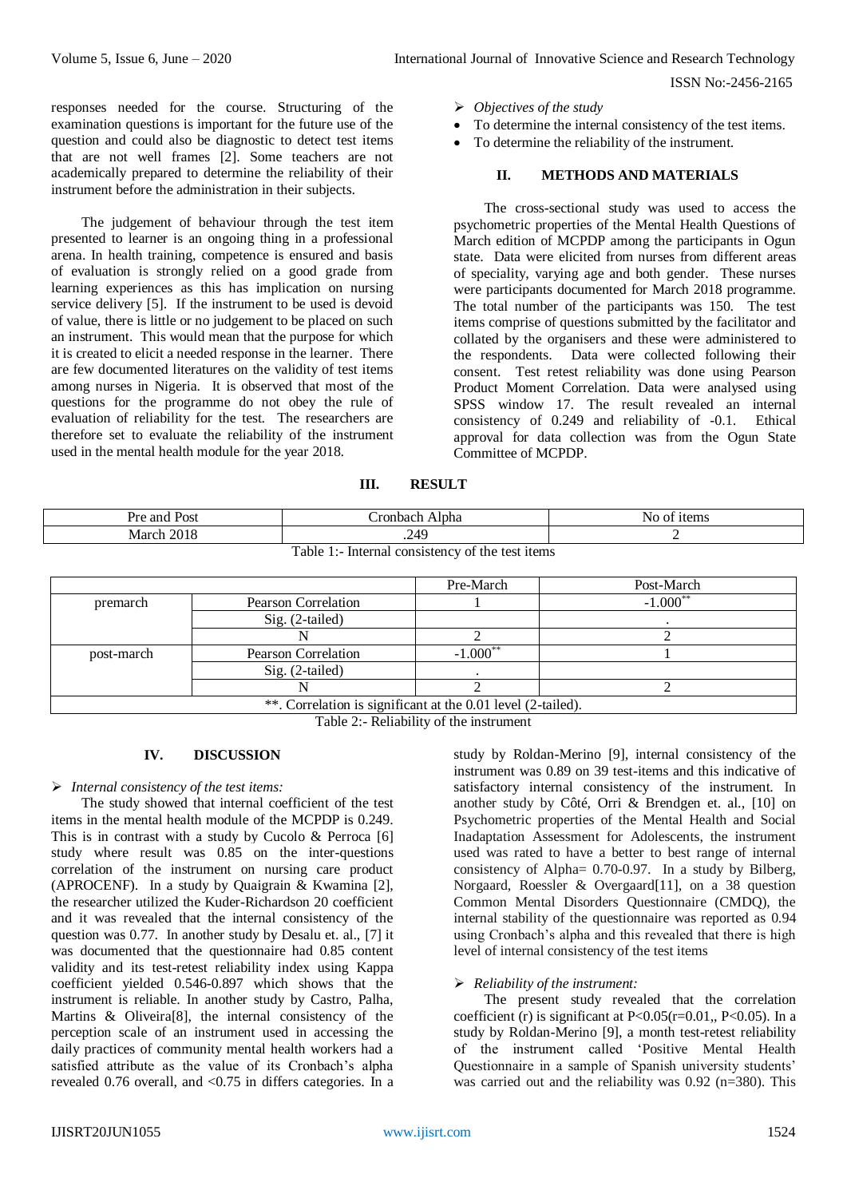responses needed for the course. Structuring of the examination questions is important for the future use of the question and could also be diagnostic to detect test items that are not well frames [2]. Some teachers are not academically prepared to determine the reliability of their instrument before the administration in their subjects.

The judgement of behaviour through the test item presented to learner is an ongoing thing in a professional arena. In health training, competence is ensured and basis of evaluation is strongly relied on a good grade from learning experiences as this has implication on nursing service delivery [5]. If the instrument to be used is devoid of value, there is little or no judgement to be placed on such an instrument. This would mean that the purpose for which it is created to elicit a needed response in the learner. There are few documented literatures on the validity of test items among nurses in Nigeria. It is observed that most of the questions for the programme do not obey the rule of evaluation of reliability for the test. The researchers are therefore set to evaluate the reliability of the instrument used in the mental health module for the year 2018.

➢ *Objectives of the study*

- To determine the internal consistency of the test items.
- To determine the reliability of the instrument.

## II. METHODS AND MATERIALS

The cross-sectional study was used to access the psychometric properties of the Mental Health Questions of March edition of MCPDP among the participants in Ogun state. Data were elicited from nurses from different areas of speciality, varying age and both gender. These nurses were participants documented for March 2018 programme. The total number of the participants was 150. The test items comprise of questions submitted by the facilitator and collated by the organisers and these were administered to the respondents. Data were collected following their consent. Test retest reliability was done using Pearson Product Moment Correlation. Data were analysed using SPSS window 17. The result revealed an internal consistency of 0.249 and reliability of -0.1. Ethical approval for data collection was from the Ogun State Committee of MCPDP.

## III. RESULT

| Pre and Post | Cronbach Alpha | No of items |
|---|---|---|
| March 2018 | .249 | 2 |

Table 1:- Internal consistency of the test items

| | | Pre-March | Post-March |
|---|---|---|---|
| premarch | Pearson Correlation | 1 | -1.000** |
| | Sig. (2-tailed) | | . |
| | N | 2 | 2 |
| post-march | Pearson Correlation | -1.000** | 1 |
| | Sig. (2-tailed) | . | |
| | N | 2 | 2 |
| **. Correlation is significant at the 0.01 level (2-tailed). | | | |

Table 2:- Reliability of the instrument

## IV. DISCUSSION

➢ *Internal consistency of the test items:*

The study showed that internal coefficient of the test items in the mental health module of the MCPDP is 0.249. This is in contrast with a study by Cucolo & Perroca [6] study where result was 0.85 on the inter-questions correlation of the instrument on nursing care product (APROCENF). In a study by Quaigrain & Kwamina [2], the researcher utilized the Kuder-Richardson 20 coefficient and it was revealed that the internal consistency of the question was 0.77. In another study by Desalu et. al., [7] it was documented that the questionnaire had 0.85 content validity and its test-retest reliability index using Kappa coefficient yielded 0.546-0.897 which shows that the instrument is reliable. In another study by Castro, Palha, Martins & Oliveira[8], the internal consistency of the perception scale of an instrument used in accessing the daily practices of community mental health workers had a satisfied attribute as the value of its Cronbach's alpha revealed 0.76 overall, and <0.75 in differs categories. In a study by Roldan-Merino [9], internal consistency of the instrument was 0.89 on 39 test-items and this indicative of satisfactory internal consistency of the instrument. In another study by Côté, Orri & Brendgen et. al., [10] on Psychometric properties of the Mental Health and Social Inadaptation Assessment for Adolescents, the instrument used was rated to have a better to best range of internal consistency of Alpha= 0.70-0.97. In a study by Bilberg, Norgaard, Roessler & Overgaard[11], on a 38 question Common Mental Disorders Questionnaire (CMDQ), the internal stability of the questionnaire was reported as 0.94 using Cronbach's alpha and this revealed that there is high level of internal consistency of the test items

➢ *Reliability of the instrument:*

The present study revealed that the correlation coefficient (r) is significant at $P<0.05$($r=0.01$,, $P<0.05$). In a study by Roldan-Merino [9], a month test-retest reliability of the instrument called 'Positive Mental Health Questionnaire in a sample of Spanish university students' was carried out and the reliability was 0.92 (n=380). This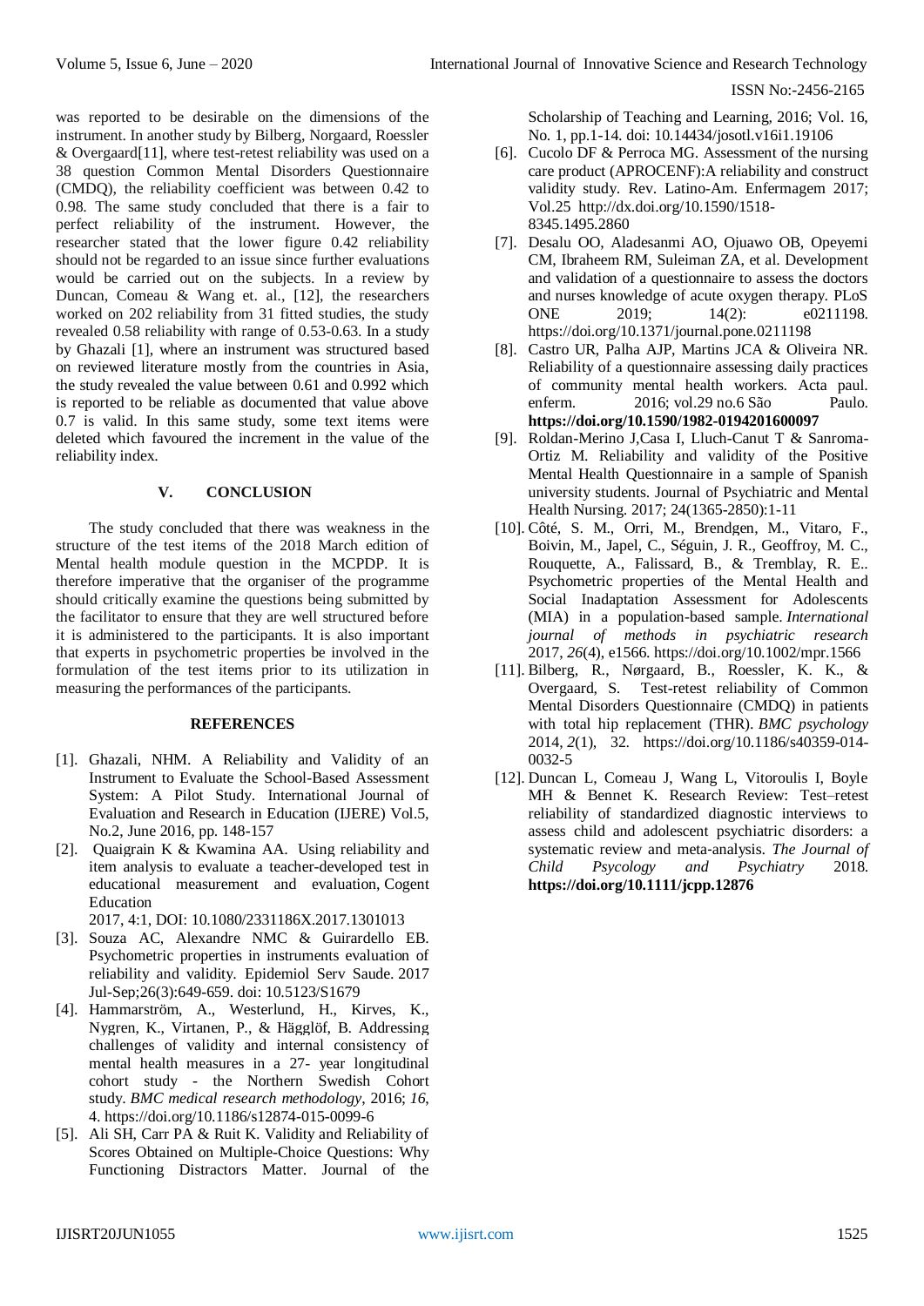was reported to be desirable on the dimensions of the instrument. In another study by Bilberg, Norgaard, Roessler & Overgaard[11], where test-retest reliability was used on a 38 question Common Mental Disorders Questionnaire (CMDQ), the reliability coefficient was between 0.42 to 0.98. The same study concluded that there is a fair to perfect reliability of the instrument. However, the researcher stated that the lower figure 0.42 reliability should not be regarded to an issue since further evaluations would be carried out on the subjects. In a review by Duncan, Comeau & Wang et. al., [12], the researchers worked on 202 reliability from 31 fitted studies, the study revealed 0.58 reliability with range of 0.53-0.63. In a study by Ghazali [1], where an instrument was structured based on reviewed literature mostly from the countries in Asia, the study revealed the value between 0.61 and 0.992 which is reported to be reliable as documented that value above 0.7 is valid. In this same study, some text items were deleted which favoured the increment in the value of the reliability index.

## V. CONCLUSION

The study concluded that there was weakness in the structure of the test items of the 2018 March edition of Mental health module question in the MCPDP. It is therefore imperative that the organiser of the programme should critically examine the questions being submitted by the facilitator to ensure that they are well structured before it is administered to the participants. It is also important that experts in psychometric properties be involved in the formulation of the test items prior to its utilization in measuring the performances of the participants.

## REFERENCES

[1]. Ghazali, NHM. A Reliability and Validity of an Instrument to Evaluate the School-Based Assessment System: A Pilot Study. International Journal of Evaluation and Research in Education (IJERE) Vol.5, No.2, June 2016, pp. 148-157

[2]. Quaigrain K & Kwamina AA. Using reliability and item analysis to evaluate a teacher-developed test in educational measurement and evaluation, Cogent Education 2017, 4:1, DOI: 10.1080/2331186X.2017.1301013

[3]. Souza AC, Alexandre NMC & Guirardello EB. Psychometric properties in instruments evaluation of reliability and validity. Epidemiol Serv Saude. 2017 Jul-Sep;26(3):649-659. doi: 10.5123/S1679

[4]. Hammarström, A., Westerlund, H., Kirves, K., Nygren, K., Virtanen, P., & Hägglöf, B. Addressing challenges of validity and internal consistency of mental health measures in a 27- year longitudinal cohort study - the Northern Swedish Cohort study. *BMC medical research methodology*, 2016; *16*, 4. https://doi.org/10.1186/s12874-015-0099-6

[5]. Ali SH, Carr PA & Ruit K. Validity and Reliability of Scores Obtained on Multiple-Choice Questions: Why Functioning Distractors Matter. Journal of the Scholarship of Teaching and Learning, 2016; Vol. 16, No. 1, pp.1-14. doi: 10.14434/josotl.v16i1.19106

[6]. Cucolo DF & Perroca MG. Assessment of the nursing care product (APROCENF):A reliability and construct validity study. Rev. Latino-Am. Enfermagem 2017; Vol.25 http://dx.doi.org/10.1590/1518-8345.1495.2860

[7]. Desalu OO, Aladesanmi AO, Ojuawo OB, Opeyemi CM, Ibraheem RM, Suleiman ZA, et al. Development and validation of a questionnaire to assess the doctors and nurses knowledge of acute oxygen therapy. PLoS ONE 2019; 14(2): e0211198. https://doi.org/10.1371/journal.pone.0211198

[8]. Castro UR, Palha AJP, Martins JCA & Oliveira NR. Reliability of a questionnaire assessing daily practices of community mental health workers. Acta paul. enferm. 2016; vol.29 no.6 São Paulo. **https://doi.org/10.1590/1982-0194201600097**

[9]. Roldan-Merino J,Casa I, Lluch-Canut T & Sanroma-Ortiz M. Reliability and validity of the Positive Mental Health Questionnaire in a sample of Spanish university students. Journal of Psychiatric and Mental Health Nursing. 2017; 24(1365-2850):1-11

[10]. Côté, S. M., Orri, M., Brendgen, M., Vitaro, F., Boivin, M., Japel, C., Séguin, J. R., Geoffroy, M. C., Rouquette, A., Falissard, B., & Tremblay, R. E.. Psychometric properties of the Mental Health and Social Inadaptation Assessment for Adolescents (MIA) in a population-based sample. *International journal of methods in psychiatric research* 2017, *26*(4), e1566. https://doi.org/10.1002/mpr.1566

[11]. Bilberg, R., Nørgaard, B., Roessler, K. K., & Overgaard, S. Test-retest reliability of Common Mental Disorders Questionnaire (CMDQ) in patients with total hip replacement (THR). *BMC psychology* 2014, *2*(1), 32. https://doi.org/10.1186/s40359-014-0032-5

[12]. Duncan L, Comeau J, Wang L, Vitoroulis I, Boyle MH & Bennet K. Research Review: Test–retest reliability of standardized diagnostic interviews to assess child and adolescent psychiatric disorders: a systematic review and meta-analysis. *The Journal of Child Psycology and Psychiatry* 2018. **https://doi.org/10.1111/jcpp.12876**